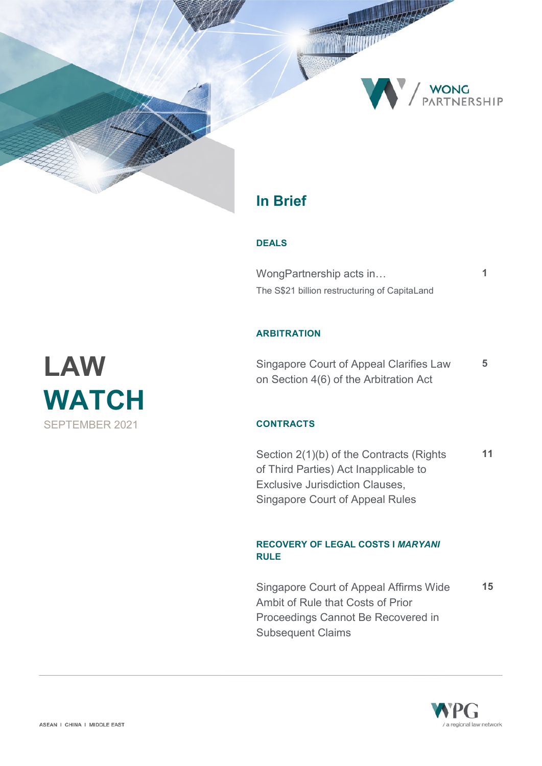WONG PARTNERSHIP

# LAW WATCH

SEPTEMBER 2021

## In Brief

### DEALS

| | |
|---|---|
| WongPartnership acts in… The S$21 billion restructuring of CapitaLand | 1 |

### ARBITRATION

| | |
|---|---|
| Singapore Court of Appeal Clarifies Law on Section 4(6) of the Arbitration Act | 5 |

### CONTRACTS

| | |
|---|---|
| Section 2(1)(b) of the Contracts (Rights of Third Parties) Act Inapplicable to Exclusive Jurisdiction Clauses, Singapore Court of Appeal Rules | 11 |

### RECOVERY OF LEGAL COSTS I *MARYANI* RULE

| | |
|---|---|
| Singapore Court of Appeal Affirms Wide Ambit of Rule that Costs of Prior Proceedings Cannot Be Recovered in Subsequent Claims | 15 |

ASEAN I CHINA I MIDDLE EAST

WPG / a regional law network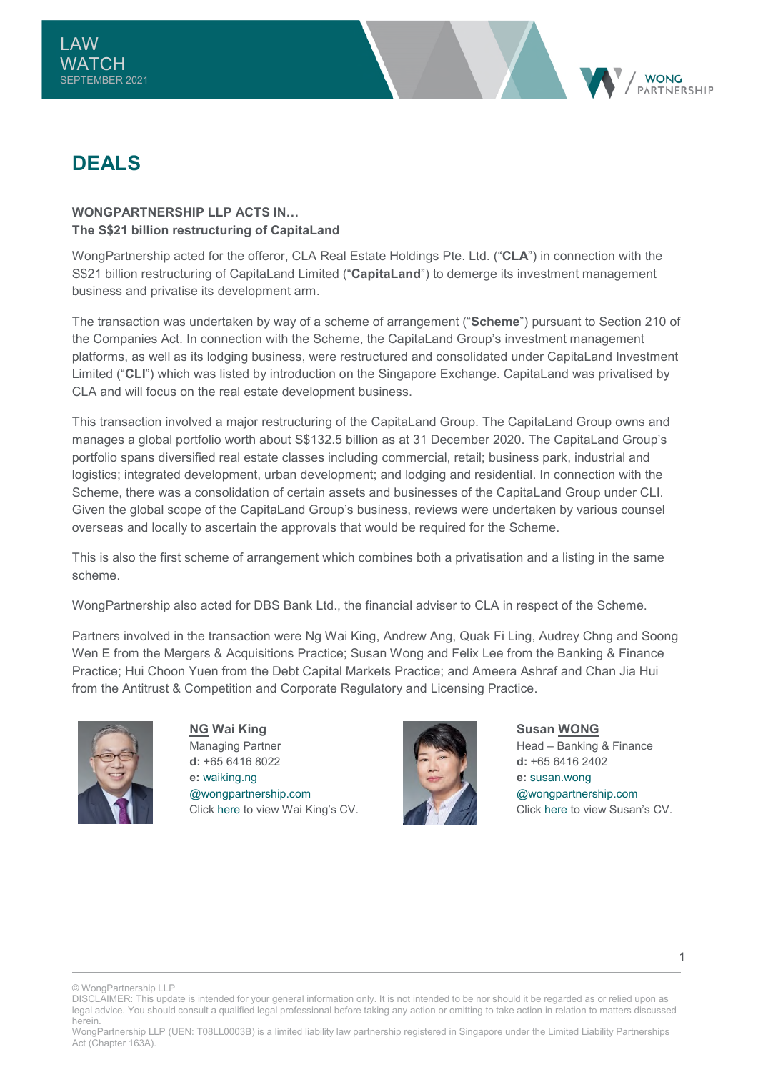# DEALS

**WONGPARTNERSHIP LLP ACTS IN…**
**The S$21 billion restructuring of CapitaLand**

WongPartnership acted for the offeror, CLA Real Estate Holdings Pte. Ltd. ("**CLA**") in connection with the S$21 billion restructuring of CapitaLand Limited ("**CapitaLand**") to demerge its investment management business and privatise its development arm.

The transaction was undertaken by way of a scheme of arrangement ("**Scheme**") pursuant to Section 210 of the Companies Act. In connection with the Scheme, the CapitaLand Group's investment management platforms, as well as its lodging business, were restructured and consolidated under CapitaLand Investment Limited ("**CLI**") which was listed by introduction on the Singapore Exchange. CapitaLand was privatised by CLA and will focus on the real estate development business.

This transaction involved a major restructuring of the CapitaLand Group. The CapitaLand Group owns and manages a global portfolio worth about S$132.5 billion as at 31 December 2020. The CapitaLand Group's portfolio spans diversified real estate classes including commercial, retail; business park, industrial and logistics; integrated development, urban development; and lodging and residential. In connection with the Scheme, there was a consolidation of certain assets and businesses of the CapitaLand Group under CLI. Given the global scope of the CapitaLand Group's business, reviews were undertaken by various counsel overseas and locally to ascertain the approvals that would be required for the Scheme.

This is also the first scheme of arrangement which combines both a privatisation and a listing in the same scheme.

WongPartnership also acted for DBS Bank Ltd., the financial adviser to CLA in respect of the Scheme.

Partners involved in the transaction were Ng Wai King, Andrew Ang, Quak Fi Ling, Audrey Chng and Soong Wen E from the Mergers & Acquisitions Practice; Susan Wong and Felix Lee from the Banking & Finance Practice; Hui Choon Yuen from the Debt Capital Markets Practice; and Ameera Ashraf and Chan Jia Hui from the Antitrust & Competition and Corporate Regulatory and Licensing Practice.

**NG Wai King**
Managing Partner
**d:** +65 6416 8022
**e:** waiking.ng@wongpartnership.com
Click here to view Wai King's CV.

**Susan WONG**
Head – Banking & Finance
**d:** +65 6416 2402
**e:** susan.wong@wongpartnership.com
Click here to view Susan's CV.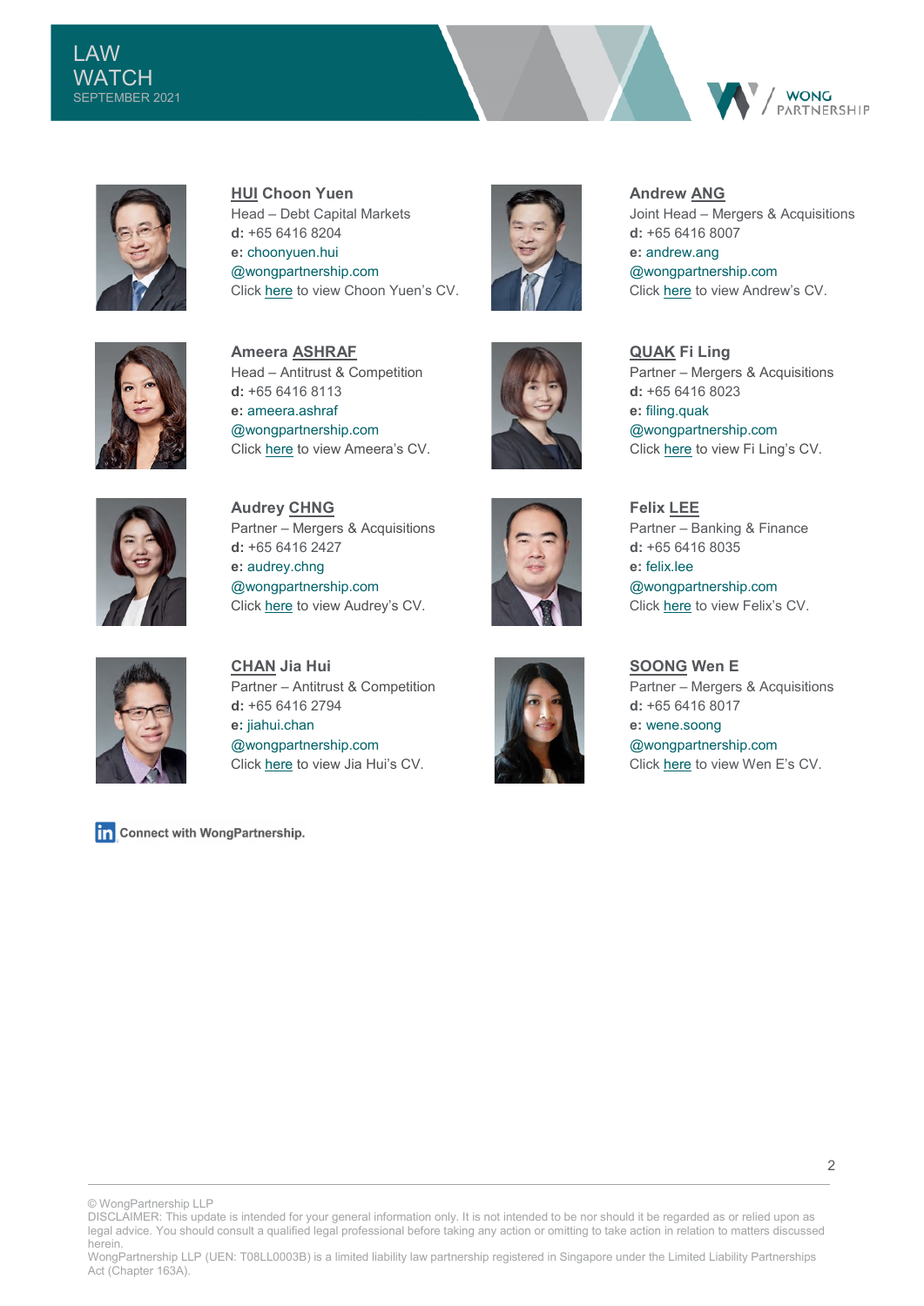**HUI Choon Yuen**
Head – Debt Capital Markets
**d:** +65 6416 8204
**e:** choonyuen.hui
@wongpartnership.com
Click here to view Choon Yuen's CV.

**Andrew ANG**
Joint Head – Mergers & Acquisitions
**d:** +65 6416 8007
**e:** andrew.ang
@wongpartnership.com
Click here to view Andrew's CV.

**Ameera ASHRAF**
Head – Antitrust & Competition
**d:** +65 6416 8113
**e:** ameera.ashraf
@wongpartnership.com
Click here to view Ameera's CV.

**QUAK Fi Ling**
Partner – Mergers & Acquisitions
**d:** +65 6416 8023
**e:** filing.quak
@wongpartnership.com
Click here to view Fi Ling's CV.

**Audrey CHNG**
Partner – Mergers & Acquisitions
**d:** +65 6416 2427
**e:** audrey.chng
@wongpartnership.com
Click here to view Audrey's CV.

**Felix LEE**
Partner – Banking & Finance
**d:** +65 6416 8035
**e:** felix.lee
@wongpartnership.com
Click here to view Felix's CV.

**CHAN Jia Hui**
Partner – Antitrust & Competition
**d:** +65 6416 2794
**e:** jiahui.chan
@wongpartnership.com
Click here to view Jia Hui's CV.

**SOONG Wen E**
Partner – Mergers & Acquisitions
**d:** +65 6416 8017
**e:** wene.soong
@wongpartnership.com
Click here to view Wen E's CV.

Connect with WongPartnership.

© WongPartnership LLP
DISCLAIMER: This update is intended for your general information only. It is not intended to be nor should it be regarded as or relied upon as legal advice. You should consult a qualified legal professional before taking any action or omitting to take action in relation to matters discussed herein.
WongPartnership LLP (UEN: T08LL0003B) is a limited liability law partnership registered in Singapore under the Limited Liability Partnerships Act (Chapter 163A).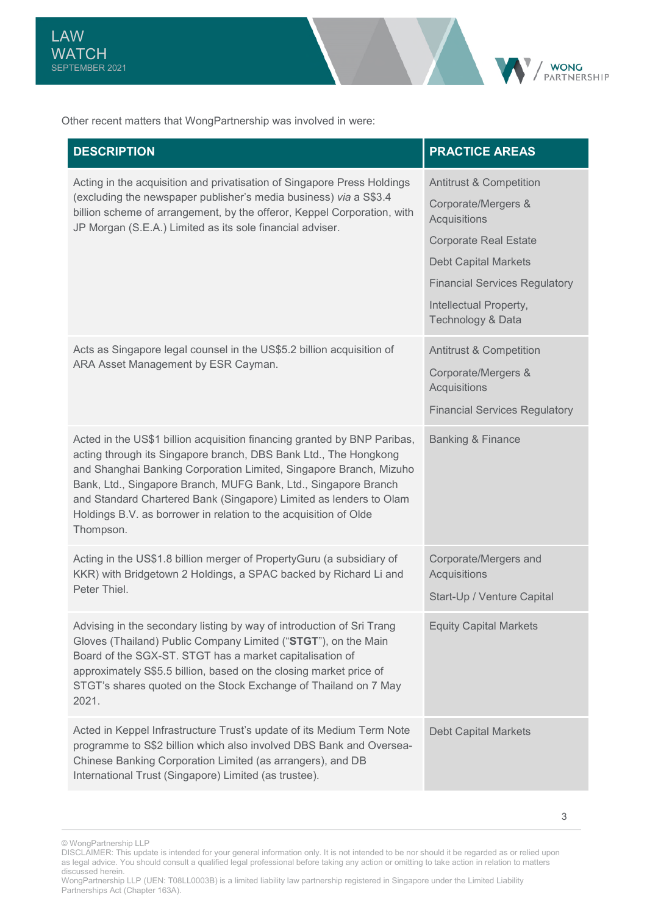Other recent matters that WongPartnership was involved in were:

| DESCRIPTION | PRACTICE AREAS |
| --- | --- |
| Acting in the acquisition and privatisation of Singapore Press Holdings (excluding the newspaper publisher's media business) *via* a S$3.4 billion scheme of arrangement, by the offeror, Keppel Corporation, with JP Morgan (S.E.A.) Limited as its sole financial adviser. | Antitrust & Competition<br>Corporate/Mergers & Acquisitions<br>Corporate Real Estate<br>Debt Capital Markets<br>Financial Services Regulatory<br>Intellectual Property, Technology & Data |
| Acts as Singapore legal counsel in the US$5.2 billion acquisition of ARA Asset Management by ESR Cayman. | Antitrust & Competition<br>Corporate/Mergers & Acquisitions<br>Financial Services Regulatory |
| Acted in the US$1 billion acquisition financing granted by BNP Paribas, acting through its Singapore branch, DBS Bank Ltd., The Hongkong and Shanghai Banking Corporation Limited, Singapore Branch, Mizuho Bank, Ltd., Singapore Branch, MUFG Bank, Ltd., Singapore Branch and Standard Chartered Bank (Singapore) Limited as lenders to Olam Holdings B.V. as borrower in relation to the acquisition of Olde Thompson. | Banking & Finance |
| Acting in the US$1.8 billion merger of PropertyGuru (a subsidiary of KKR) with Bridgetown 2 Holdings, a SPAC backed by Richard Li and Peter Thiel. | Corporate/Mergers and Acquisitions<br>Start-Up / Venture Capital |
| Advising in the secondary listing by way of introduction of Sri Trang Gloves (Thailand) Public Company Limited ("**STGT**"), on the Main Board of the SGX-ST. STGT has a market capitalisation of approximately S$5.5 billion, based on the closing market price of STGT's shares quoted on the Stock Exchange of Thailand on 7 May 2021. | Equity Capital Markets |
| Acted in Keppel Infrastructure Trust's update of its Medium Term Note programme to S$2 billion which also involved DBS Bank and Oversea-Chinese Banking Corporation Limited (as arrangers), and DB International Trust (Singapore) Limited (as trustee). | Debt Capital Markets |

© WongPartnership LLP
DISCLAIMER: This update is intended for your general information only. It is not intended to be nor should it be regarded as or relied upon as legal advice. You should consult a qualified legal professional before taking any action or omitting to take action in relation to matters discussed herein.
WongPartnership LLP (UEN: T08LL0003B) is a limited liability law partnership registered in Singapore under the Limited Liability Partnerships Act (Chapter 163A).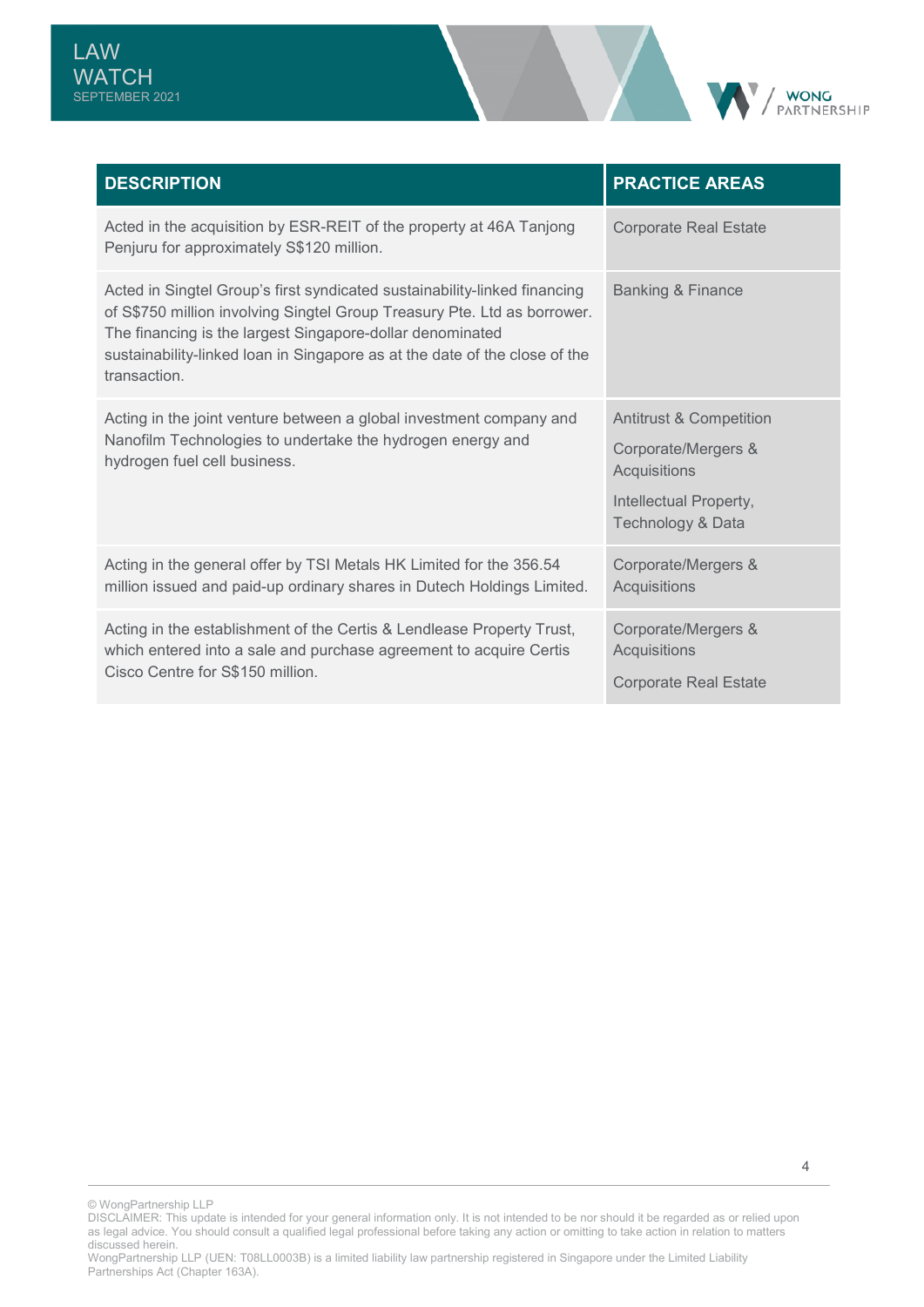| DESCRIPTION | PRACTICE AREAS |
| --- | --- |
| Acted in the acquisition by ESR-REIT of the property at 46A Tanjong Penjuru for approximately S$120 million. | Corporate Real Estate |
| Acted in Singtel Group's first syndicated sustainability-linked financing of S$750 million involving Singtel Group Treasury Pte. Ltd as borrower. The financing is the largest Singapore-dollar denominated sustainability-linked loan in Singapore as at the date of the close of the transaction. | Banking & Finance |
| Acting in the joint venture between a global investment company and Nanofilm Technologies to undertake the hydrogen energy and hydrogen fuel cell business. | Antitrust & Competition<br>Corporate/Mergers & Acquisitions<br>Intellectual Property, Technology & Data |
| Acting in the general offer by TSI Metals HK Limited for the 356.54 million issued and paid-up ordinary shares in Dutech Holdings Limited. | Corporate/Mergers & Acquisitions |
| Acting in the establishment of the Certis & Lendlease Property Trust, which entered into a sale and purchase agreement to acquire Certis Cisco Centre for S$150 million. | Corporate/Mergers & Acquisitions<br>Corporate Real Estate |

© WongPartnership LLP
DISCLAIMER: This update is intended for your general information only. It is not intended to be nor should it be regarded as or relied upon as legal advice. You should consult a qualified legal professional before taking any action or omitting to take action in relation to matters discussed herein.
WongPartnership LLP (UEN: T08LL0003B) is a limited liability law partnership registered in Singapore under the Limited Liability Partnerships Act (Chapter 163A).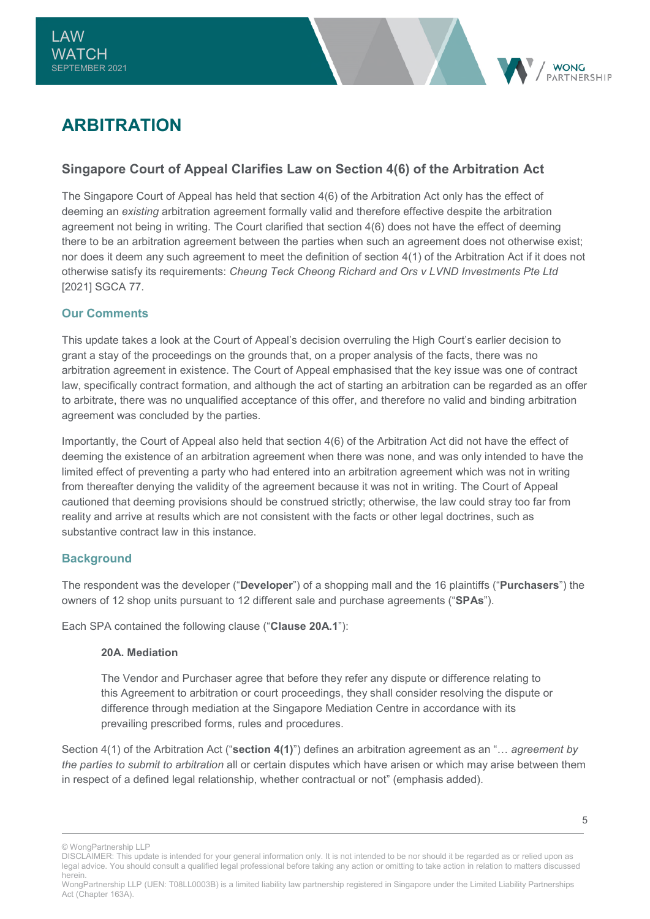# ARBITRATION

## Singapore Court of Appeal Clarifies Law on Section 4(6) of the Arbitration Act

The Singapore Court of Appeal has held that section 4(6) of the Arbitration Act only has the effect of deeming an *existing* arbitration agreement formally valid and therefore effective despite the arbitration agreement not being in writing. The Court clarified that section 4(6) does not have the effect of deeming there to be an arbitration agreement between the parties when such an agreement does not otherwise exist; nor does it deem any such agreement to meet the definition of section 4(1) of the Arbitration Act if it does not otherwise satisfy its requirements: *Cheung Teck Cheong Richard and Ors v LVND Investments Pte Ltd* [2021] SGCA 77.

### Our Comments

This update takes a look at the Court of Appeal's decision overruling the High Court's earlier decision to grant a stay of the proceedings on the grounds that, on a proper analysis of the facts, there was no arbitration agreement in existence. The Court of Appeal emphasised that the key issue was one of contract law, specifically contract formation, and although the act of starting an arbitration can be regarded as an offer to arbitrate, there was no unqualified acceptance of this offer, and therefore no valid and binding arbitration agreement was concluded by the parties.

Importantly, the Court of Appeal also held that section 4(6) of the Arbitration Act did not have the effect of deeming the existence of an arbitration agreement when there was none, and was only intended to have the limited effect of preventing a party who had entered into an arbitration agreement which was not in writing from thereafter denying the validity of the agreement because it was not in writing. The Court of Appeal cautioned that deeming provisions should be construed strictly; otherwise, the law could stray too far from reality and arrive at results which are not consistent with the facts or other legal doctrines, such as substantive contract law in this instance.

### Background

The respondent was the developer ("**Developer**") of a shopping mall and the 16 plaintiffs ("**Purchasers**") the owners of 12 shop units pursuant to 12 different sale and purchase agreements ("**SPAs**").

Each SPA contained the following clause ("**Clause 20A.1**"):

> **20A. Mediation**
>
> The Vendor and Purchaser agree that before they refer any dispute or difference relating to this Agreement to arbitration or court proceedings, they shall consider resolving the dispute or difference through mediation at the Singapore Mediation Centre in accordance with its prevailing prescribed forms, rules and procedures.

Section 4(1) of the Arbitration Act ("**section 4(1)**") defines an arbitration agreement as an "… *agreement by the parties to submit to arbitration* all or certain disputes which have arisen or which may arise between them in respect of a defined legal relationship, whether contractual or not" (emphasis added).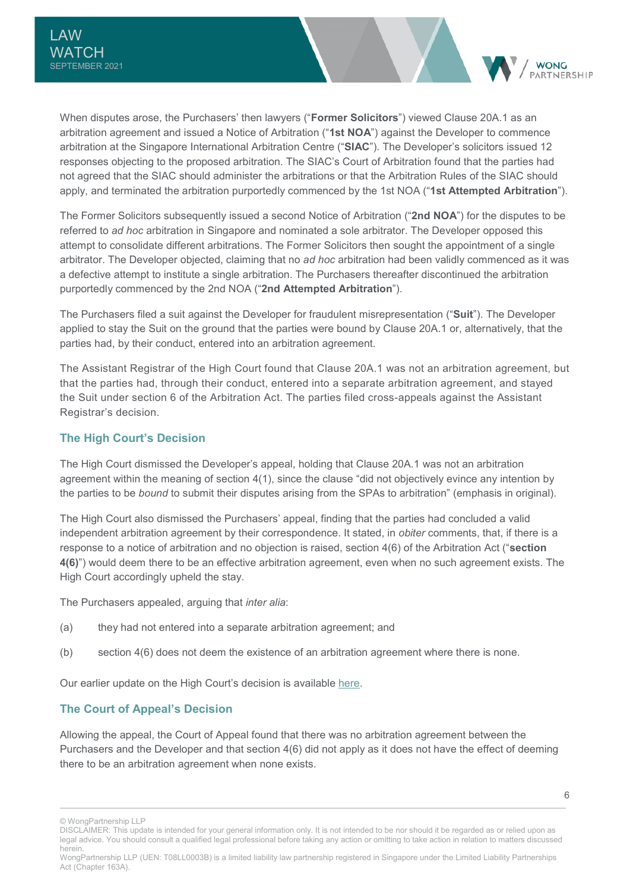When disputes arose, the Purchasers' then lawyers ("**Former Solicitors**") viewed Clause 20A.1 as an arbitration agreement and issued a Notice of Arbitration ("**1st NOA**") against the Developer to commence arbitration at the Singapore International Arbitration Centre ("**SIAC**"). The Developer's solicitors issued 12 responses objecting to the proposed arbitration. The SIAC's Court of Arbitration found that the parties had not agreed that the SIAC should administer the arbitrations or that the Arbitration Rules of the SIAC should apply, and terminated the arbitration purportedly commenced by the 1st NOA ("**1st Attempted Arbitration**").

The Former Solicitors subsequently issued a second Notice of Arbitration ("**2nd NOA**") for the disputes to be referred to *ad hoc* arbitration in Singapore and nominated a sole arbitrator. The Developer opposed this attempt to consolidate different arbitrations. The Former Solicitors then sought the appointment of a single arbitrator. The Developer objected, claiming that no *ad hoc* arbitration had been validly commenced as it was a defective attempt to institute a single arbitration. The Purchasers thereafter discontinued the arbitration purportedly commenced by the 2nd NOA ("**2nd Attempted Arbitration**").

The Purchasers filed a suit against the Developer for fraudulent misrepresentation ("**Suit**"). The Developer applied to stay the Suit on the ground that the parties were bound by Clause 20A.1 or, alternatively, that the parties had, by their conduct, entered into an arbitration agreement.

The Assistant Registrar of the High Court found that Clause 20A.1 was not an arbitration agreement, but that the parties had, through their conduct, entered into a separate arbitration agreement, and stayed the Suit under section 6 of the Arbitration Act. The parties filed cross-appeals against the Assistant Registrar's decision.

## The High Court's Decision

The High Court dismissed the Developer's appeal, holding that Clause 20A.1 was not an arbitration agreement within the meaning of section 4(1), since the clause "did not objectively evince any intention by the parties to be *bound* to submit their disputes arising from the SPAs to arbitration" (emphasis in original).

The High Court also dismissed the Purchasers' appeal, finding that the parties had concluded a valid independent arbitration agreement by their correspondence. It stated, in *obiter* comments, that, if there is a response to a notice of arbitration and no objection is raised, section 4(6) of the Arbitration Act ("**section 4(6)**") would deem there to be an effective arbitration agreement, even when no such agreement exists. The High Court accordingly upheld the stay.

The Purchasers appealed, arguing that *inter alia*:

(a) they had not entered into a separate arbitration agreement; and

(b) section 4(6) does not deem the existence of an arbitration agreement where there is none.

Our earlier update on the High Court's decision is available here.

## The Court of Appeal's Decision

Allowing the appeal, the Court of Appeal found that there was no arbitration agreement between the Purchasers and the Developer and that section 4(6) did not apply as it does not have the effect of deeming there to be an arbitration agreement when none exists.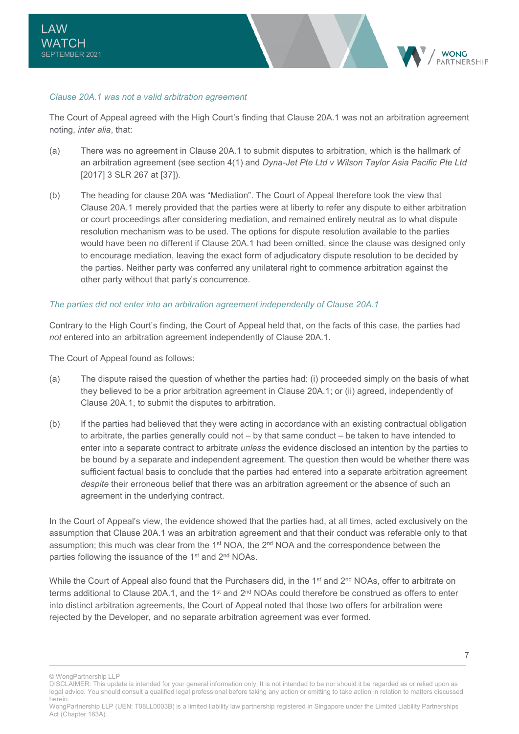*Clause 20A.1 was not a valid arbitration agreement*

The Court of Appeal agreed with the High Court's finding that Clause 20A.1 was not an arbitration agreement noting, *inter alia*, that:

(a) There was no agreement in Clause 20A.1 to submit disputes to arbitration, which is the hallmark of an arbitration agreement (see section 4(1) and *Dyna-Jet Pte Ltd v Wilson Taylor Asia Pacific Pte Ltd* [2017] 3 SLR 267 at [37]).

(b) The heading for clause 20A was "Mediation". The Court of Appeal therefore took the view that Clause 20A.1 merely provided that the parties were at liberty to refer any dispute to either arbitration or court proceedings after considering mediation, and remained entirely neutral as to what dispute resolution mechanism was to be used. The options for dispute resolution available to the parties would have been no different if Clause 20A.1 had been omitted, since the clause was designed only to encourage mediation, leaving the exact form of adjudicatory dispute resolution to be decided by the parties. Neither party was conferred any unilateral right to commence arbitration against the other party without that party's concurrence.

*The parties did not enter into an arbitration agreement independently of Clause 20A.1*

Contrary to the High Court's finding, the Court of Appeal held that, on the facts of this case, the parties had *not* entered into an arbitration agreement independently of Clause 20A.1.

The Court of Appeal found as follows:

(a) The dispute raised the question of whether the parties had: (i) proceeded simply on the basis of what they believed to be a prior arbitration agreement in Clause 20A.1; or (ii) agreed, independently of Clause 20A.1, to submit the disputes to arbitration.

(b) If the parties had believed that they were acting in accordance with an existing contractual obligation to arbitrate, the parties generally could not – by that same conduct – be taken to have intended to enter into a separate contract to arbitrate *unless* the evidence disclosed an intention by the parties to be bound by a separate and independent agreement. The question then would be whether there was sufficient factual basis to conclude that the parties had entered into a separate arbitration agreement *despite* their erroneous belief that there was an arbitration agreement or the absence of such an agreement in the underlying contract.

In the Court of Appeal's view, the evidence showed that the parties had, at all times, acted exclusively on the assumption that Clause 20A.1 was an arbitration agreement and that their conduct was referable only to that assumption; this much was clear from the 1st NOA, the 2nd NOA and the correspondence between the parties following the issuance of the 1st and 2nd NOAs.

While the Court of Appeal also found that the Purchasers did, in the 1st and 2nd NOAs, offer to arbitrate on terms additional to Clause 20A.1, and the 1st and 2nd NOAs could therefore be construed as offers to enter into distinct arbitration agreements, the Court of Appeal noted that those two offers for arbitration were rejected by the Developer, and no separate arbitration agreement was ever formed.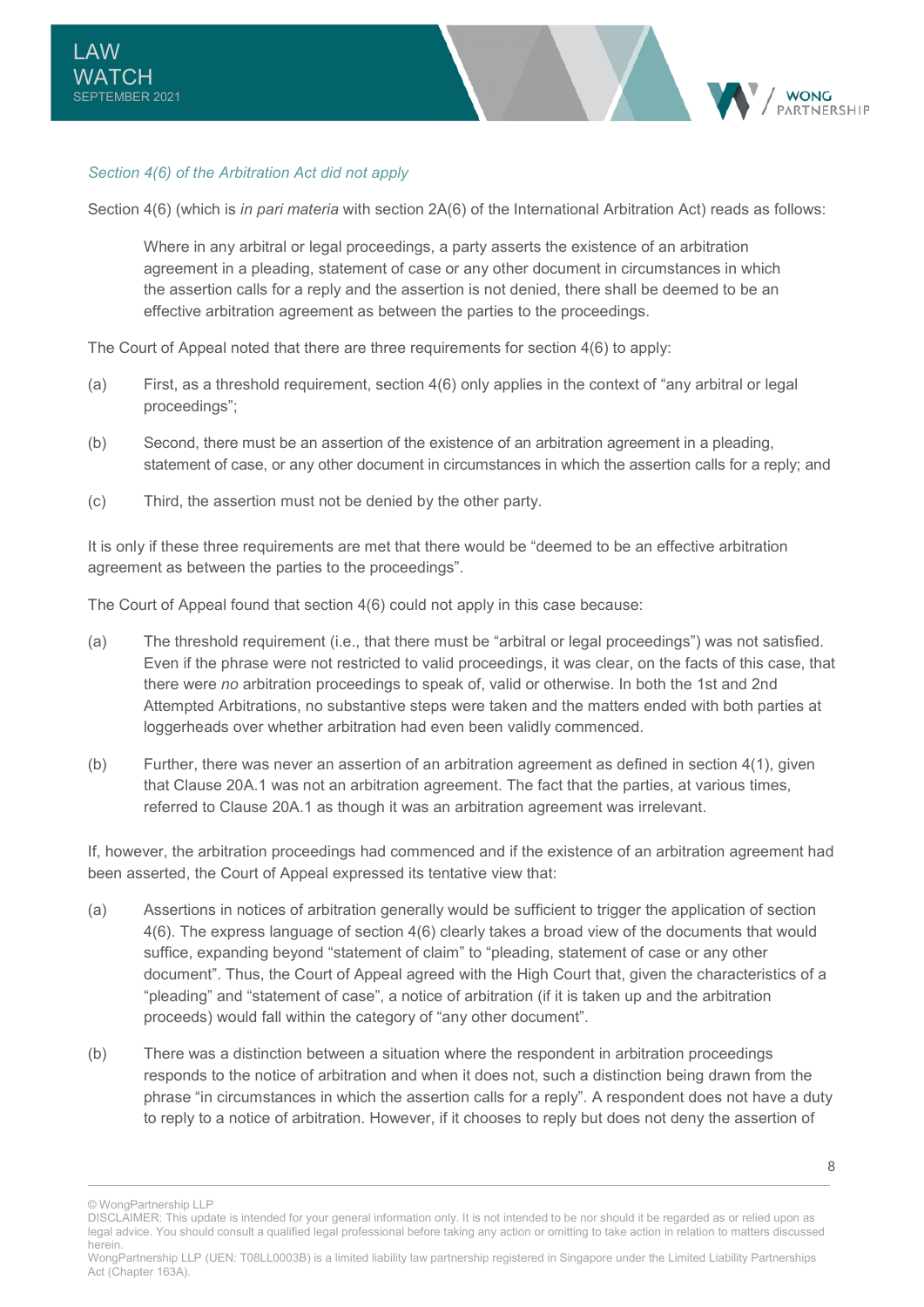*Section 4(6) of the Arbitration Act did not apply*

Section 4(6) (which is *in pari materia* with section 2A(6) of the International Arbitration Act) reads as follows:

> Where in any arbitral or legal proceedings, a party asserts the existence of an arbitration agreement in a pleading, statement of case or any other document in circumstances in which the assertion calls for a reply and the assertion is not denied, there shall be deemed to be an effective arbitration agreement as between the parties to the proceedings.

The Court of Appeal noted that there are three requirements for section 4(6) to apply:

(a) First, as a threshold requirement, section 4(6) only applies in the context of "any arbitral or legal proceedings";

(b) Second, there must be an assertion of the existence of an arbitration agreement in a pleading, statement of case, or any other document in circumstances in which the assertion calls for a reply; and

(c) Third, the assertion must not be denied by the other party.

It is only if these three requirements are met that there would be "deemed to be an effective arbitration agreement as between the parties to the proceedings".

The Court of Appeal found that section 4(6) could not apply in this case because:

(a) The threshold requirement (i.e., that there must be "arbitral or legal proceedings") was not satisfied. Even if the phrase were not restricted to valid proceedings, it was clear, on the facts of this case, that there were *no* arbitration proceedings to speak of, valid or otherwise. In both the 1st and 2nd Attempted Arbitrations, no substantive steps were taken and the matters ended with both parties at loggerheads over whether arbitration had even been validly commenced.

(b) Further, there was never an assertion of an arbitration agreement as defined in section 4(1), given that Clause 20A.1 was not an arbitration agreement. The fact that the parties, at various times, referred to Clause 20A.1 as though it was an arbitration agreement was irrelevant.

If, however, the arbitration proceedings had commenced and if the existence of an arbitration agreement had been asserted, the Court of Appeal expressed its tentative view that:

(a) Assertions in notices of arbitration generally would be sufficient to trigger the application of section 4(6). The express language of section 4(6) clearly takes a broad view of the documents that would suffice, expanding beyond "statement of claim" to "pleading, statement of case or any other document". Thus, the Court of Appeal agreed with the High Court that, given the characteristics of a "pleading" and "statement of case", a notice of arbitration (if it is taken up and the arbitration proceeds) would fall within the category of "any other document".

(b) There was a distinction between a situation where the respondent in arbitration proceedings responds to the notice of arbitration and when it does not, such a distinction being drawn from the phrase "in circumstances in which the assertion calls for a reply". A respondent does not have a duty to reply to a notice of arbitration. However, if it chooses to reply but does not deny the assertion of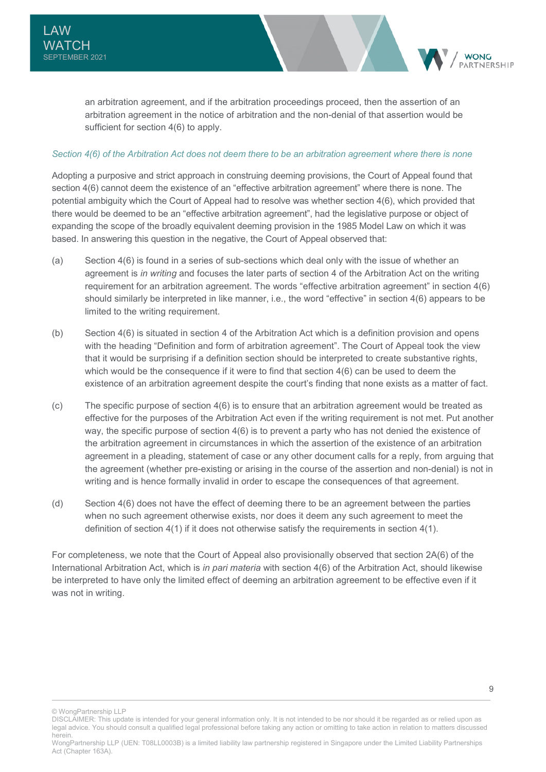an arbitration agreement, and if the arbitration proceedings proceed, then the assertion of an arbitration agreement in the notice of arbitration and the non-denial of that assertion would be sufficient for section 4(6) to apply.

*Section 4(6) of the Arbitration Act does not deem there to be an arbitration agreement where there is none*

Adopting a purposive and strict approach in construing deeming provisions, the Court of Appeal found that section 4(6) cannot deem the existence of an "effective arbitration agreement" where there is none. The potential ambiguity which the Court of Appeal had to resolve was whether section 4(6), which provided that there would be deemed to be an "effective arbitration agreement", had the legislative purpose or object of expanding the scope of the broadly equivalent deeming provision in the 1985 Model Law on which it was based. In answering this question in the negative, the Court of Appeal observed that:

(a) Section 4(6) is found in a series of sub-sections which deal only with the issue of whether an agreement is *in writing* and focuses the later parts of section 4 of the Arbitration Act on the writing requirement for an arbitration agreement. The words "effective arbitration agreement" in section 4(6) should similarly be interpreted in like manner, i.e., the word "effective" in section 4(6) appears to be limited to the writing requirement.

(b) Section 4(6) is situated in section 4 of the Arbitration Act which is a definition provision and opens with the heading "Definition and form of arbitration agreement". The Court of Appeal took the view that it would be surprising if a definition section should be interpreted to create substantive rights, which would be the consequence if it were to find that section 4(6) can be used to deem the existence of an arbitration agreement despite the court's finding that none exists as a matter of fact.

(c) The specific purpose of section 4(6) is to ensure that an arbitration agreement would be treated as effective for the purposes of the Arbitration Act even if the writing requirement is not met. Put another way, the specific purpose of section 4(6) is to prevent a party who has not denied the existence of the arbitration agreement in circumstances in which the assertion of the existence of an arbitration agreement in a pleading, statement of case or any other document calls for a reply, from arguing that the agreement (whether pre-existing or arising in the course of the assertion and non-denial) is not in writing and is hence formally invalid in order to escape the consequences of that agreement.

(d) Section 4(6) does not have the effect of deeming there to be an agreement between the parties when no such agreement otherwise exists, nor does it deem any such agreement to meet the definition of section 4(1) if it does not otherwise satisfy the requirements in section 4(1).

For completeness, we note that the Court of Appeal also provisionally observed that section 2A(6) of the International Arbitration Act, which is *in pari materia* with section 4(6) of the Arbitration Act, should likewise be interpreted to have only the limited effect of deeming an arbitration agreement to be effective even if it was not in writing.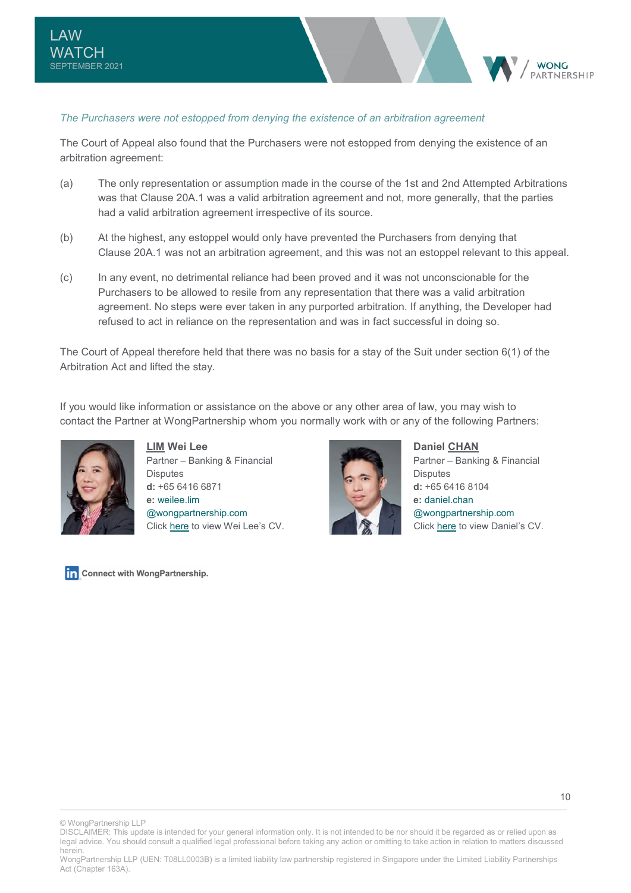*The Purchasers were not estopped from denying the existence of an arbitration agreement*

The Court of Appeal also found that the Purchasers were not estopped from denying the existence of an arbitration agreement:

(a) The only representation or assumption made in the course of the 1st and 2nd Attempted Arbitrations was that Clause 20A.1 was a valid arbitration agreement and not, more generally, that the parties had a valid arbitration agreement irrespective of its source.

(b) At the highest, any estoppel would only have prevented the Purchasers from denying that Clause 20A.1 was not an arbitration agreement, and this was not an estoppel relevant to this appeal.

(c) In any event, no detrimental reliance had been proved and it was not unconscionable for the Purchasers to be allowed to resile from any representation that there was a valid arbitration agreement. No steps were ever taken in any purported arbitration. If anything, the Developer had refused to act in reliance on the representation and was in fact successful in doing so.

The Court of Appeal therefore held that there was no basis for a stay of the Suit under section 6(1) of the Arbitration Act and lifted the stay.

If you would like information or assistance on the above or any other area of law, you may wish to contact the Partner at WongPartnership whom you normally work with or any of the following Partners:

**LIM Wei Lee**
Partner – Banking & Financial Disputes
**d:** +65 6416 6871
**e:** weilee.lim@wongpartnership.com
Click here to view Wei Lee's CV.

**Daniel CHAN**
Partner – Banking & Financial Disputes
**d:** +65 6416 8104
**e:** daniel.chan@wongpartnership.com
Click here to view Daniel's CV.

Connect with WongPartnership.

© WongPartnership LLP
DISCLAIMER: This update is intended for your general information only. It is not intended to be nor should it be regarded as or relied upon as legal advice. You should consult a qualified legal professional before taking any action or omitting to take action in relation to matters discussed herein.
WongPartnership LLP (UEN: T08LL0003B) is a limited liability law partnership registered in Singapore under the Limited Liability Partnerships Act (Chapter 163A).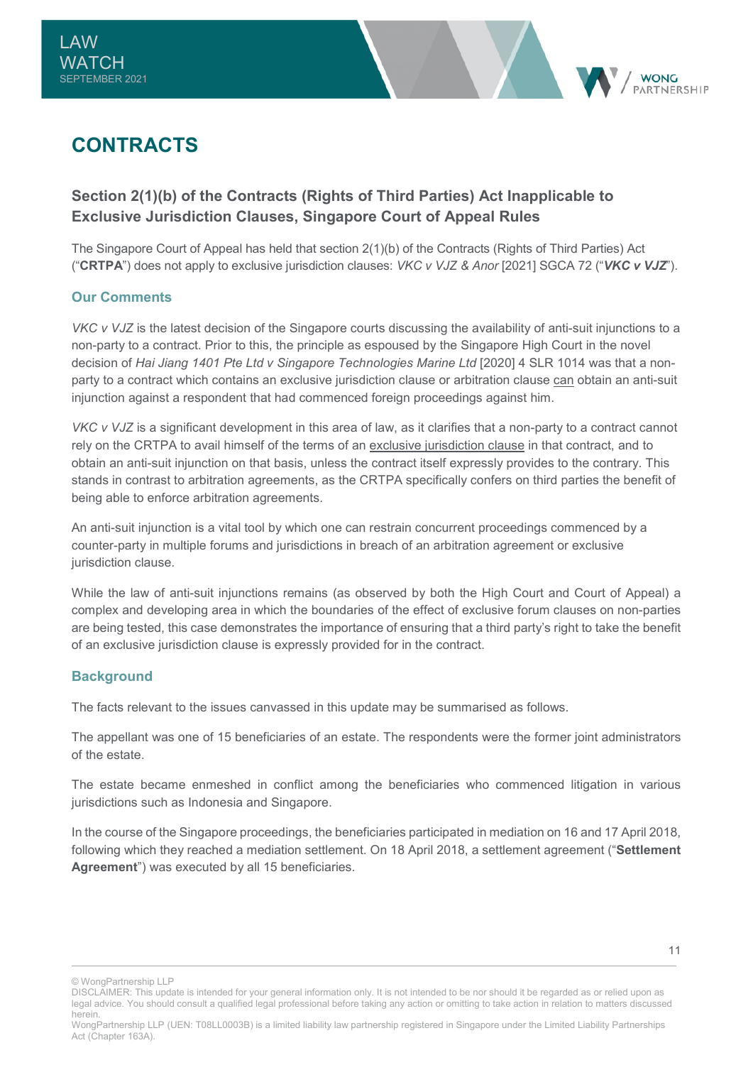# CONTRACTS

## Section 2(1)(b) of the Contracts (Rights of Third Parties) Act Inapplicable to Exclusive Jurisdiction Clauses, Singapore Court of Appeal Rules

The Singapore Court of Appeal has held that section 2(1)(b) of the Contracts (Rights of Third Parties) Act ("**CRTPA**") does not apply to exclusive jurisdiction clauses: *VKC v VJZ & Anor* [2021] SGCA 72 ("***VKC v VJZ***").

### Our Comments

*VKC v VJZ* is the latest decision of the Singapore courts discussing the availability of anti-suit injunctions to a non-party to a contract. Prior to this, the principle as espoused by the Singapore High Court in the novel decision of *Hai Jiang 1401 Pte Ltd v Singapore Technologies Marine Ltd* [2020] 4 SLR 1014 was that a non-party to a contract which contains an exclusive jurisdiction clause or arbitration clause <u>can</u> obtain an anti-suit injunction against a respondent that had commenced foreign proceedings against him.

*VKC v VJZ* is a significant development in this area of law, as it clarifies that a non-party to a contract cannot rely on the CRTPA to avail himself of the terms of an <u>exclusive jurisdiction clause</u> in that contract, and to obtain an anti-suit injunction on that basis, unless the contract itself expressly provides to the contrary. This stands in contrast to arbitration agreements, as the CRTPA specifically confers on third parties the benefit of being able to enforce arbitration agreements.

An anti-suit injunction is a vital tool by which one can restrain concurrent proceedings commenced by a counter-party in multiple forums and jurisdictions in breach of an arbitration agreement or exclusive jurisdiction clause.

While the law of anti-suit injunctions remains (as observed by both the High Court and Court of Appeal) a complex and developing area in which the boundaries of the effect of exclusive forum clauses on non-parties are being tested, this case demonstrates the importance of ensuring that a third party's right to take the benefit of an exclusive jurisdiction clause is expressly provided for in the contract.

### Background

The facts relevant to the issues canvassed in this update may be summarised as follows.

The appellant was one of 15 beneficiaries of an estate. The respondents were the former joint administrators of the estate.

The estate became enmeshed in conflict among the beneficiaries who commenced litigation in various jurisdictions such as Indonesia and Singapore.

In the course of the Singapore proceedings, the beneficiaries participated in mediation on 16 and 17 April 2018, following which they reached a mediation settlement. On 18 April 2018, a settlement agreement ("**Settlement Agreement**") was executed by all 15 beneficiaries.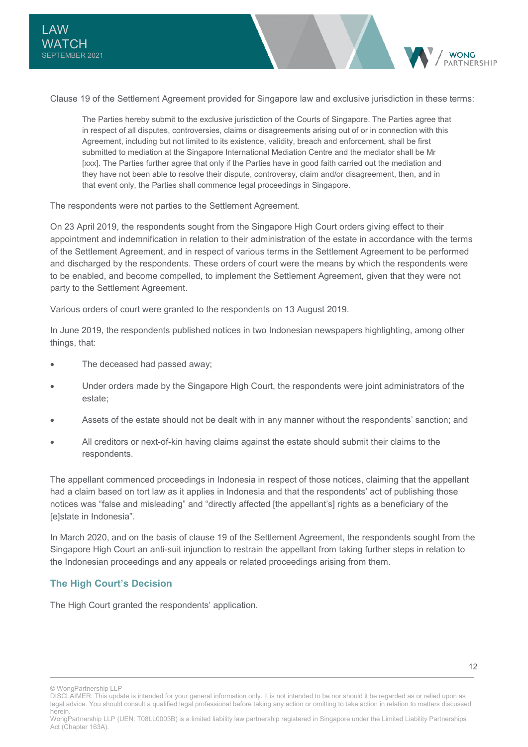Clause 19 of the Settlement Agreement provided for Singapore law and exclusive jurisdiction in these terms:

> The Parties hereby submit to the exclusive jurisdiction of the Courts of Singapore. The Parties agree that in respect of all disputes, controversies, claims or disagreements arising out of or in connection with this Agreement, including but not limited to its existence, validity, breach and enforcement, shall be first submitted to mediation at the Singapore International Mediation Centre and the mediator shall be Mr [xxx]. The Parties further agree that only if the Parties have in good faith carried out the mediation and they have not been able to resolve their dispute, controversy, claim and/or disagreement, then, and in that event only, the Parties shall commence legal proceedings in Singapore.

The respondents were not parties to the Settlement Agreement.

On 23 April 2019, the respondents sought from the Singapore High Court orders giving effect to their appointment and indemnification in relation to their administration of the estate in accordance with the terms of the Settlement Agreement, and in respect of various terms in the Settlement Agreement to be performed and discharged by the respondents. These orders of court were the means by which the respondents were to be enabled, and become compelled, to implement the Settlement Agreement, given that they were not party to the Settlement Agreement.

Various orders of court were granted to the respondents on 13 August 2019.

In June 2019, the respondents published notices in two Indonesian newspapers highlighting, among other things, that:

- The deceased had passed away;
- Under orders made by the Singapore High Court, the respondents were joint administrators of the estate;
- Assets of the estate should not be dealt with in any manner without the respondents' sanction; and
- All creditors or next-of-kin having claims against the estate should submit their claims to the respondents.

The appellant commenced proceedings in Indonesia in respect of those notices, claiming that the appellant had a claim based on tort law as it applies in Indonesia and that the respondents' act of publishing those notices was "false and misleading" and "directly affected [the appellant's] rights as a beneficiary of the [e]state in Indonesia".

In March 2020, and on the basis of clause 19 of the Settlement Agreement, the respondents sought from the Singapore High Court an anti-suit injunction to restrain the appellant from taking further steps in relation to the Indonesian proceedings and any appeals or related proceedings arising from them.

### The High Court's Decision

The High Court granted the respondents' application.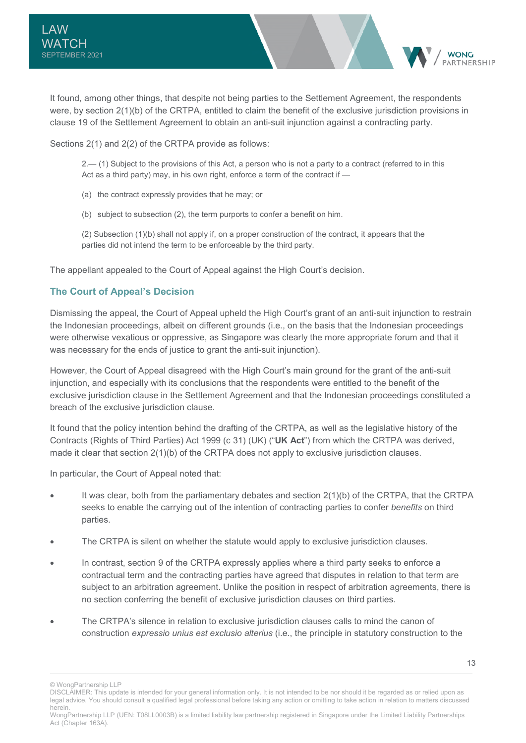It found, among other things, that despite not being parties to the Settlement Agreement, the respondents were, by section 2(1)(b) of the CRTPA, entitled to claim the benefit of the exclusive jurisdiction provisions in clause 19 of the Settlement Agreement to obtain an anti-suit injunction against a contracting party.

Sections 2(1) and 2(2) of the CRTPA provide as follows:

> 2.— (1) Subject to the provisions of this Act, a person who is not a party to a contract (referred to in this Act as a third party) may, in his own right, enforce a term of the contract if —
>
> (a) the contract expressly provides that he may; or
>
> (b) subject to subsection (2), the term purports to confer a benefit on him.
>
> (2) Subsection (1)(b) shall not apply if, on a proper construction of the contract, it appears that the parties did not intend the term to be enforceable by the third party.

The appellant appealed to the Court of Appeal against the High Court's decision.

## The Court of Appeal's Decision

Dismissing the appeal, the Court of Appeal upheld the High Court's grant of an anti-suit injunction to restrain the Indonesian proceedings, albeit on different grounds (i.e., on the basis that the Indonesian proceedings were otherwise vexatious or oppressive, as Singapore was clearly the more appropriate forum and that it was necessary for the ends of justice to grant the anti-suit injunction).

However, the Court of Appeal disagreed with the High Court's main ground for the grant of the anti-suit injunction, and especially with its conclusions that the respondents were entitled to the benefit of the exclusive jurisdiction clause in the Settlement Agreement and that the Indonesian proceedings constituted a breach of the exclusive jurisdiction clause.

It found that the policy intention behind the drafting of the CRTPA, as well as the legislative history of the Contracts (Rights of Third Parties) Act 1999 (c 31) (UK) ("**UK Act**") from which the CRTPA was derived, made it clear that section 2(1)(b) of the CRTPA does not apply to exclusive jurisdiction clauses.

In particular, the Court of Appeal noted that:

- It was clear, both from the parliamentary debates and section 2(1)(b) of the CRTPA, that the CRTPA seeks to enable the carrying out of the intention of contracting parties to confer *benefits* on third parties.
- The CRTPA is silent on whether the statute would apply to exclusive jurisdiction clauses.
- In contrast, section 9 of the CRTPA expressly applies where a third party seeks to enforce a contractual term and the contracting parties have agreed that disputes in relation to that term are subject to an arbitration agreement. Unlike the position in respect of arbitration agreements, there is no section conferring the benefit of exclusive jurisdiction clauses on third parties.
- The CRTPA's silence in relation to exclusive jurisdiction clauses calls to mind the canon of construction *expressio unius est exclusio alterius* (i.e., the principle in statutory construction to the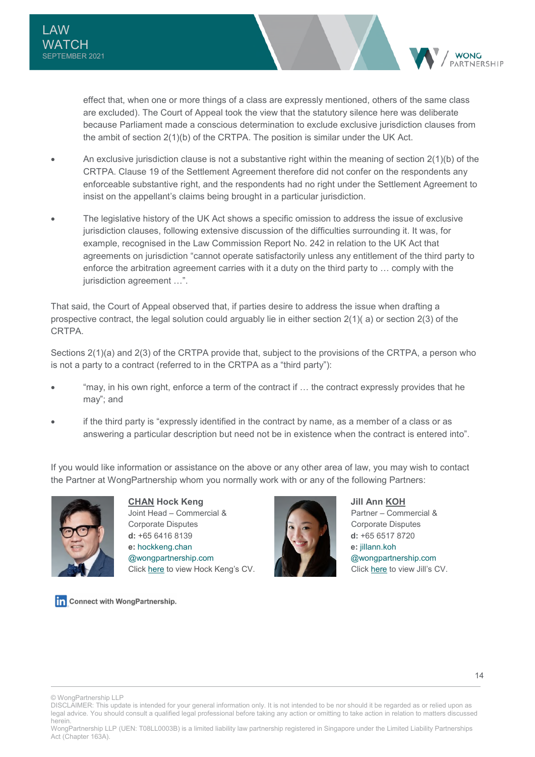effect that, when one or more things of a class are expressly mentioned, others of the same class are excluded). The Court of Appeal took the view that the statutory silence here was deliberate because Parliament made a conscious determination to exclude exclusive jurisdiction clauses from the ambit of section 2(1)(b) of the CRTPA. The position is similar under the UK Act.

- An exclusive jurisdiction clause is not a substantive right within the meaning of section 2(1)(b) of the CRTPA. Clause 19 of the Settlement Agreement therefore did not confer on the respondents any enforceable substantive right, and the respondents had no right under the Settlement Agreement to insist on the appellant's claims being brought in a particular jurisdiction.

- The legislative history of the UK Act shows a specific omission to address the issue of exclusive jurisdiction clauses, following extensive discussion of the difficulties surrounding it. It was, for example, recognised in the Law Commission Report No. 242 in relation to the UK Act that agreements on jurisdiction "cannot operate satisfactorily unless any entitlement of the third party to enforce the arbitration agreement carries with it a duty on the third party to … comply with the jurisdiction agreement …".

That said, the Court of Appeal observed that, if parties desire to address the issue when drafting a prospective contract, the legal solution could arguably lie in either section 2(1)( a) or section 2(3) of the CRTPA.

Sections 2(1)(a) and 2(3) of the CRTPA provide that, subject to the provisions of the CRTPA, a person who is not a party to a contract (referred to in the CRTPA as a "third party"):

- "may, in his own right, enforce a term of the contract if … the contract expressly provides that he may"; and

- if the third party is "expressly identified in the contract by name, as a member of a class or as answering a particular description but need not be in existence when the contract is entered into".

If you would like information or assistance on the above or any other area of law, you may wish to contact the Partner at WongPartnership whom you normally work with or any of the following Partners:

**CHAN Hock Keng**
Joint Head – Commercial & Corporate Disputes
**d:** +65 6416 8139
**e:** hockkeng.chan@wongpartnership.com
Click here to view Hock Keng's CV.

**Jill Ann KOH**
Partner – Commercial & Corporate Disputes
**d:** +65 6517 8720
**e:** jillann.koh@wongpartnership.com
Click here to view Jill's CV.

Connect with WongPartnership.

© WongPartnership LLP
DISCLAIMER: This update is intended for your general information only. It is not intended to be nor should it be regarded as or relied upon as legal advice. You should consult a qualified legal professional before taking any action or omitting to take action in relation to matters discussed herein.
WongPartnership LLP (UEN: T08LL0003B) is a limited liability law partnership registered in Singapore under the Limited Liability Partnerships Act (Chapter 163A).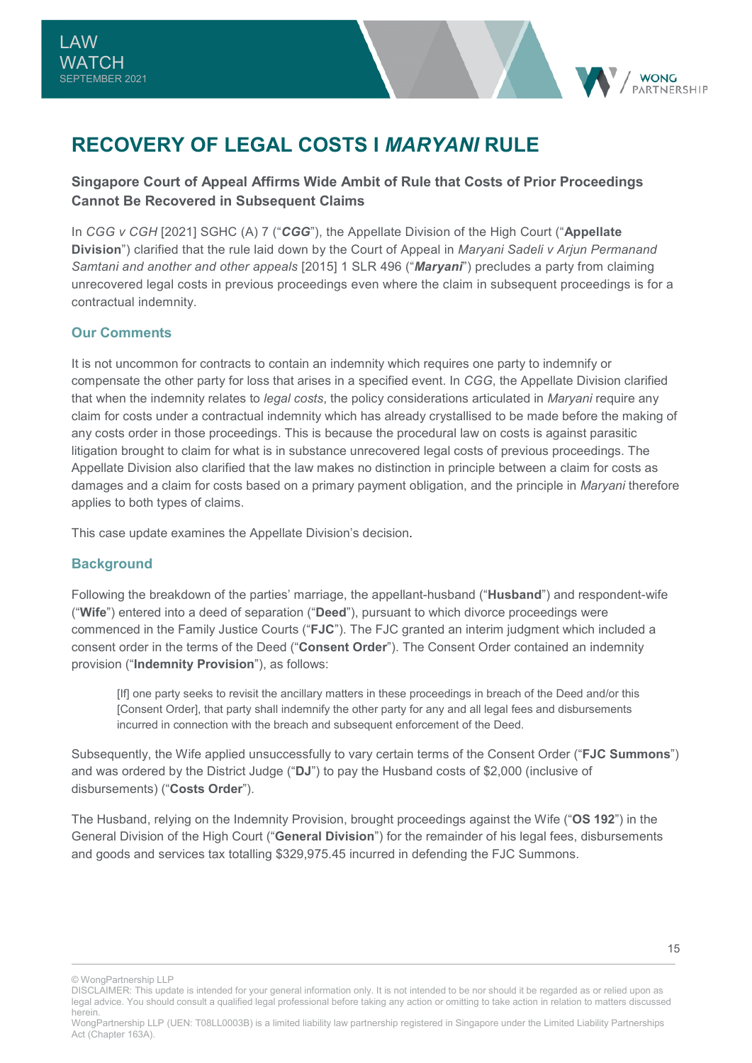# RECOVERY OF LEGAL COSTS I *MARYANI* RULE

**Singapore Court of Appeal Affirms Wide Ambit of Rule that Costs of Prior Proceedings Cannot Be Recovered in Subsequent Claims**

In *CGG v CGH* [2021] SGHC (A) 7 ("***CGG***"), the Appellate Division of the High Court ("**Appellate Division**") clarified that the rule laid down by the Court of Appeal in *Maryani Sadeli v Arjun Permanand Samtani and another and other appeals* [2015] 1 SLR 496 ("***Maryani***") precludes a party from claiming unrecovered legal costs in previous proceedings even where the claim in subsequent proceedings is for a contractual indemnity.

## Our Comments

It is not uncommon for contracts to contain an indemnity which requires one party to indemnify or compensate the other party for loss that arises in a specified event. In *CGG*, the Appellate Division clarified that when the indemnity relates to *legal costs*, the policy considerations articulated in *Maryani* require any claim for costs under a contractual indemnity which has already crystallised to be made before the making of any costs order in those proceedings. This is because the procedural law on costs is against parasitic litigation brought to claim for what is in substance unrecovered legal costs of previous proceedings. The Appellate Division also clarified that the law makes no distinction in principle between a claim for costs as damages and a claim for costs based on a primary payment obligation, and the principle in *Maryani* therefore applies to both types of claims.

This case update examines the Appellate Division's decision.

## Background

Following the breakdown of the parties' marriage, the appellant-husband ("**Husband**") and respondent-wife ("**Wife**") entered into a deed of separation ("**Deed**"), pursuant to which divorce proceedings were commenced in the Family Justice Courts ("**FJC**"). The FJC granted an interim judgment which included a consent order in the terms of the Deed ("**Consent Order**"). The Consent Order contained an indemnity provision ("**Indemnity Provision**"), as follows:

> [If] one party seeks to revisit the ancillary matters in these proceedings in breach of the Deed and/or this [Consent Order], that party shall indemnify the other party for any and all legal fees and disbursements incurred in connection with the breach and subsequent enforcement of the Deed.

Subsequently, the Wife applied unsuccessfully to vary certain terms of the Consent Order ("**FJC Summons**") and was ordered by the District Judge ("**DJ**") to pay the Husband costs of $2,000 (inclusive of disbursements) ("**Costs Order**").

The Husband, relying on the Indemnity Provision, brought proceedings against the Wife ("**OS 192**") in the General Division of the High Court ("**General Division**") for the remainder of his legal fees, disbursements and goods and services tax totalling $329,975.45 incurred in defending the FJC Summons.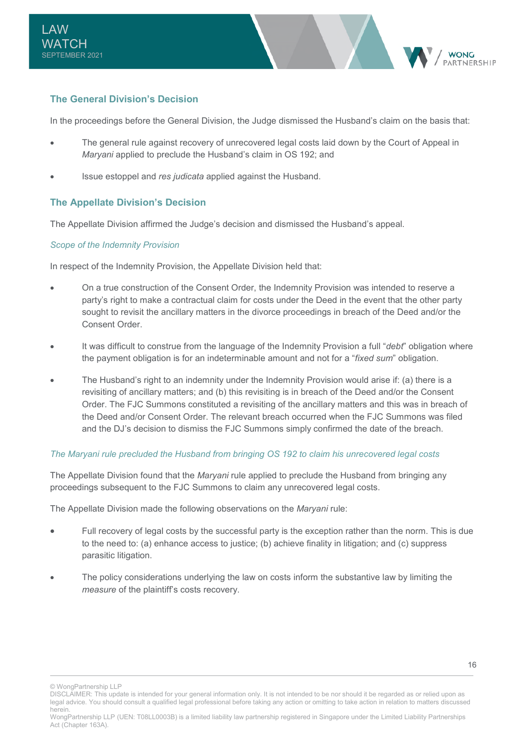## The General Division's Decision

In the proceedings before the General Division, the Judge dismissed the Husband's claim on the basis that:

- The general rule against recovery of unrecovered legal costs laid down by the Court of Appeal in *Maryani* applied to preclude the Husband's claim in OS 192; and
- Issue estoppel and *res judicata* applied against the Husband.

## The Appellate Division's Decision

The Appellate Division affirmed the Judge's decision and dismissed the Husband's appeal.

### *Scope of the Indemnity Provision*

In respect of the Indemnity Provision, the Appellate Division held that:

- On a true construction of the Consent Order, the Indemnity Provision was intended to reserve a party's right to make a contractual claim for costs under the Deed in the event that the other party sought to revisit the ancillary matters in the divorce proceedings in breach of the Deed and/or the Consent Order.
- It was difficult to construe from the language of the Indemnity Provision a full "*debt*" obligation where the payment obligation is for an indeterminable amount and not for a "*fixed sum*" obligation.
- The Husband's right to an indemnity under the Indemnity Provision would arise if: (a) there is a revisiting of ancillary matters; and (b) this revisiting is in breach of the Deed and/or the Consent Order. The FJC Summons constituted a revisiting of the ancillary matters and this was in breach of the Deed and/or Consent Order. The relevant breach occurred when the FJC Summons was filed and the DJ's decision to dismiss the FJC Summons simply confirmed the date of the breach.

### *The Maryani rule precluded the Husband from bringing OS 192 to claim his unrecovered legal costs*

The Appellate Division found that the *Maryani* rule applied to preclude the Husband from bringing any proceedings subsequent to the FJC Summons to claim any unrecovered legal costs.

The Appellate Division made the following observations on the *Maryani* rule:

- Full recovery of legal costs by the successful party is the exception rather than the norm. This is due to the need to: (a) enhance access to justice; (b) achieve finality in litigation; and (c) suppress parasitic litigation.
- The policy considerations underlying the law on costs inform the substantive law by limiting the *measure* of the plaintiff's costs recovery.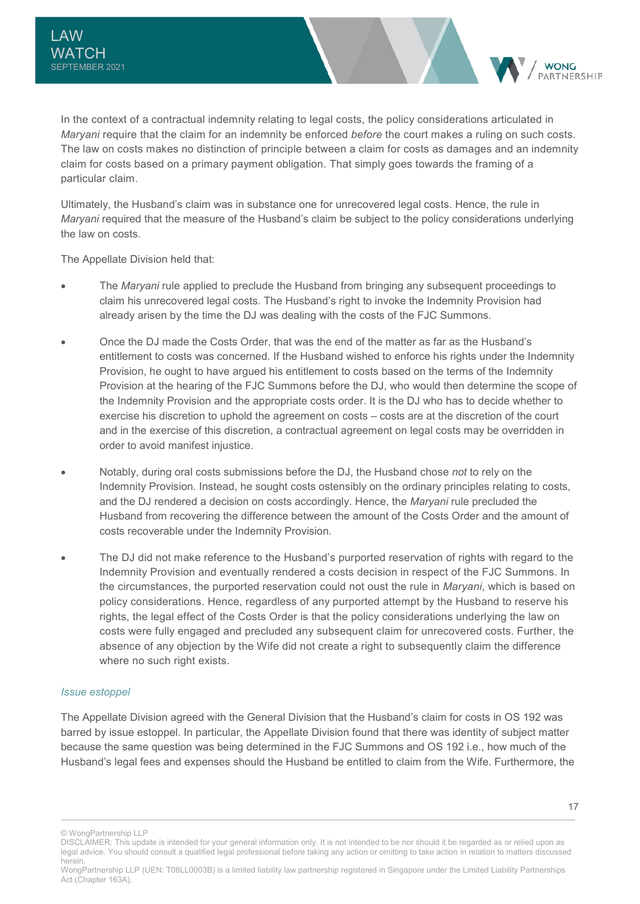In the context of a contractual indemnity relating to legal costs, the policy considerations articulated in *Maryani* require that the claim for an indemnity be enforced *before* the court makes a ruling on such costs. The law on costs makes no distinction of principle between a claim for costs as damages and an indemnity claim for costs based on a primary payment obligation. That simply goes towards the framing of a particular claim.

Ultimately, the Husband's claim was in substance one for unrecovered legal costs. Hence, the rule in *Maryani* required that the measure of the Husband's claim be subject to the policy considerations underlying the law on costs.

The Appellate Division held that:

- The *Maryani* rule applied to preclude the Husband from bringing any subsequent proceedings to claim his unrecovered legal costs. The Husband's right to invoke the Indemnity Provision had already arisen by the time the DJ was dealing with the costs of the FJC Summons.
- Once the DJ made the Costs Order, that was the end of the matter as far as the Husband's entitlement to costs was concerned. If the Husband wished to enforce his rights under the Indemnity Provision, he ought to have argued his entitlement to costs based on the terms of the Indemnity Provision at the hearing of the FJC Summons before the DJ, who would then determine the scope of the Indemnity Provision and the appropriate costs order. It is the DJ who has to decide whether to exercise his discretion to uphold the agreement on costs – costs are at the discretion of the court and in the exercise of this discretion, a contractual agreement on legal costs may be overridden in order to avoid manifest injustice.
- Notably, during oral costs submissions before the DJ, the Husband chose *not* to rely on the Indemnity Provision. Instead, he sought costs ostensibly on the ordinary principles relating to costs, and the DJ rendered a decision on costs accordingly. Hence, the *Maryani* rule precluded the Husband from recovering the difference between the amount of the Costs Order and the amount of costs recoverable under the Indemnity Provision.
- The DJ did not make reference to the Husband's purported reservation of rights with regard to the Indemnity Provision and eventually rendered a costs decision in respect of the FJC Summons. In the circumstances, the purported reservation could not oust the rule in *Maryani*, which is based on policy considerations. Hence, regardless of any purported attempt by the Husband to reserve his rights, the legal effect of the Costs Order is that the policy considerations underlying the law on costs were fully engaged and precluded any subsequent claim for unrecovered costs. Further, the absence of any objection by the Wife did not create a right to subsequently claim the difference where no such right exists.

### *Issue estoppel*

The Appellate Division agreed with the General Division that the Husband's claim for costs in OS 192 was barred by issue estoppel. In particular, the Appellate Division found that there was identity of subject matter because the same question was being determined in the FJC Summons and OS 192 i.e., how much of the Husband's legal fees and expenses should the Husband be entitled to claim from the Wife. Furthermore, the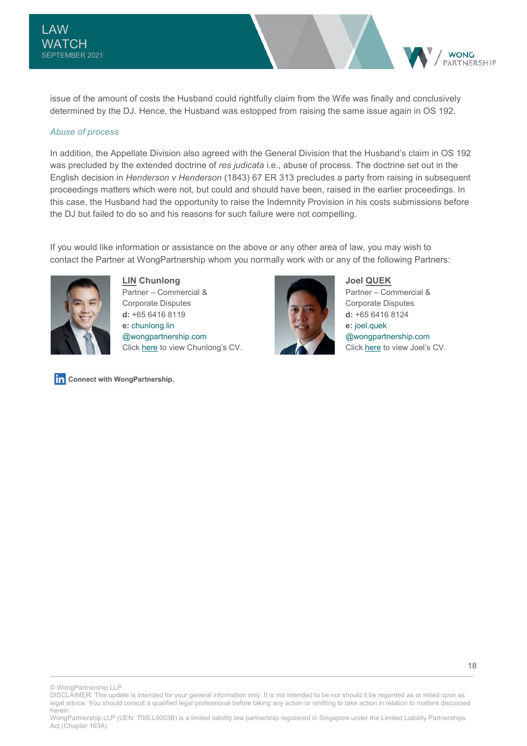issue of the amount of costs the Husband could rightfully claim from the Wife was finally and conclusively determined by the DJ. Hence, the Husband was estopped from raising the same issue again in OS 192.

*Abuse of process*

In addition, the Appellate Division also agreed with the General Division that the Husband's claim in OS 192 was precluded by the extended doctrine of *res judicata* i.e., abuse of process. The doctrine set out in the English decision in *Henderson v Henderson* (1843) 67 ER 313 precludes a party from raising in subsequent proceedings matters which were not, but could and should have been, raised in the earlier proceedings. In this case, the Husband had the opportunity to raise the Indemnity Provision in his costs submissions before the DJ but failed to do so and his reasons for such failure were not compelling.

If you would like information or assistance on the above or any other area of law, you may wish to contact the Partner at WongPartnership whom you normally work with or any of the following Partners:

**LIN Chunlong**
Partner – Commercial & Corporate Disputes
**d:** +65 6416 8119
**e:** chunlong.lin@wongpartnership.com
Click here to view Chunlong's CV.

**Joel QUEK**
Partner – Commercial & Corporate Disputes
**d:** +65 6416 8124
**e:** joel.quek@wongpartnership.com
Click here to view Joel's CV.

Connect with WongPartnership.

© WongPartnership LLP
DISCLAIMER: This update is intended for your general information only. It is not intended to be nor should it be regarded as or relied upon as legal advice. You should consult a qualified legal professional before taking any action or omitting to take action in relation to matters discussed herein.
WongPartnership LLP (UEN: T08LL0003B) is a limited liability law partnership registered in Singapore under the Limited Liability Partnerships Act (Chapter 163A).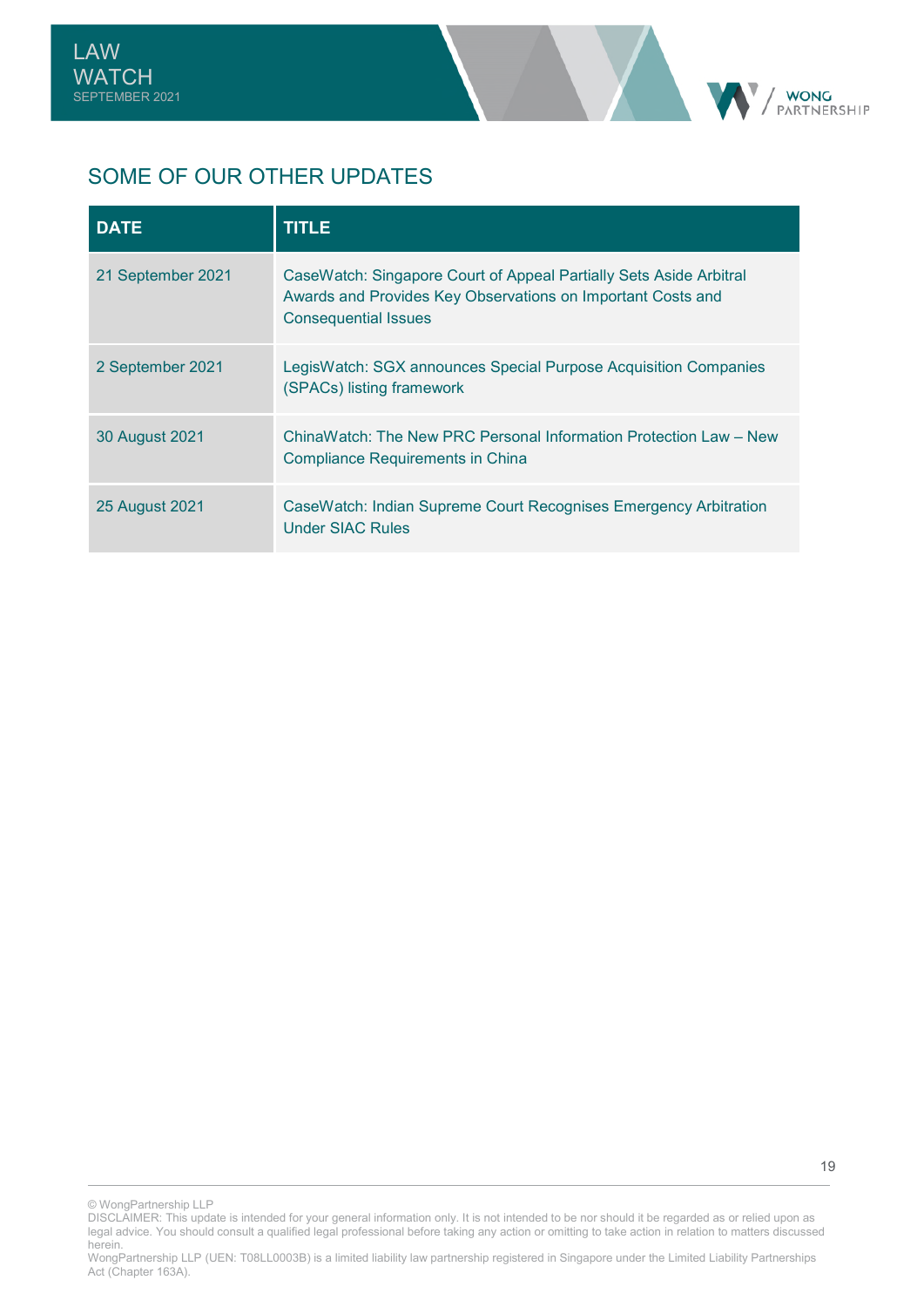## SOME OF OUR OTHER UPDATES

| DATE | TITLE |
|---|---|
| 21 September 2021 | CaseWatch: Singapore Court of Appeal Partially Sets Aside Arbitral Awards and Provides Key Observations on Important Costs and Consequential Issues |
| 2 September 2021 | LegisWatch: SGX announces Special Purpose Acquisition Companies (SPACs) listing framework |
| 30 August 2021 | ChinaWatch: The New PRC Personal Information Protection Law – New Compliance Requirements in China |
| 25 August 2021 | CaseWatch: Indian Supreme Court Recognises Emergency Arbitration Under SIAC Rules |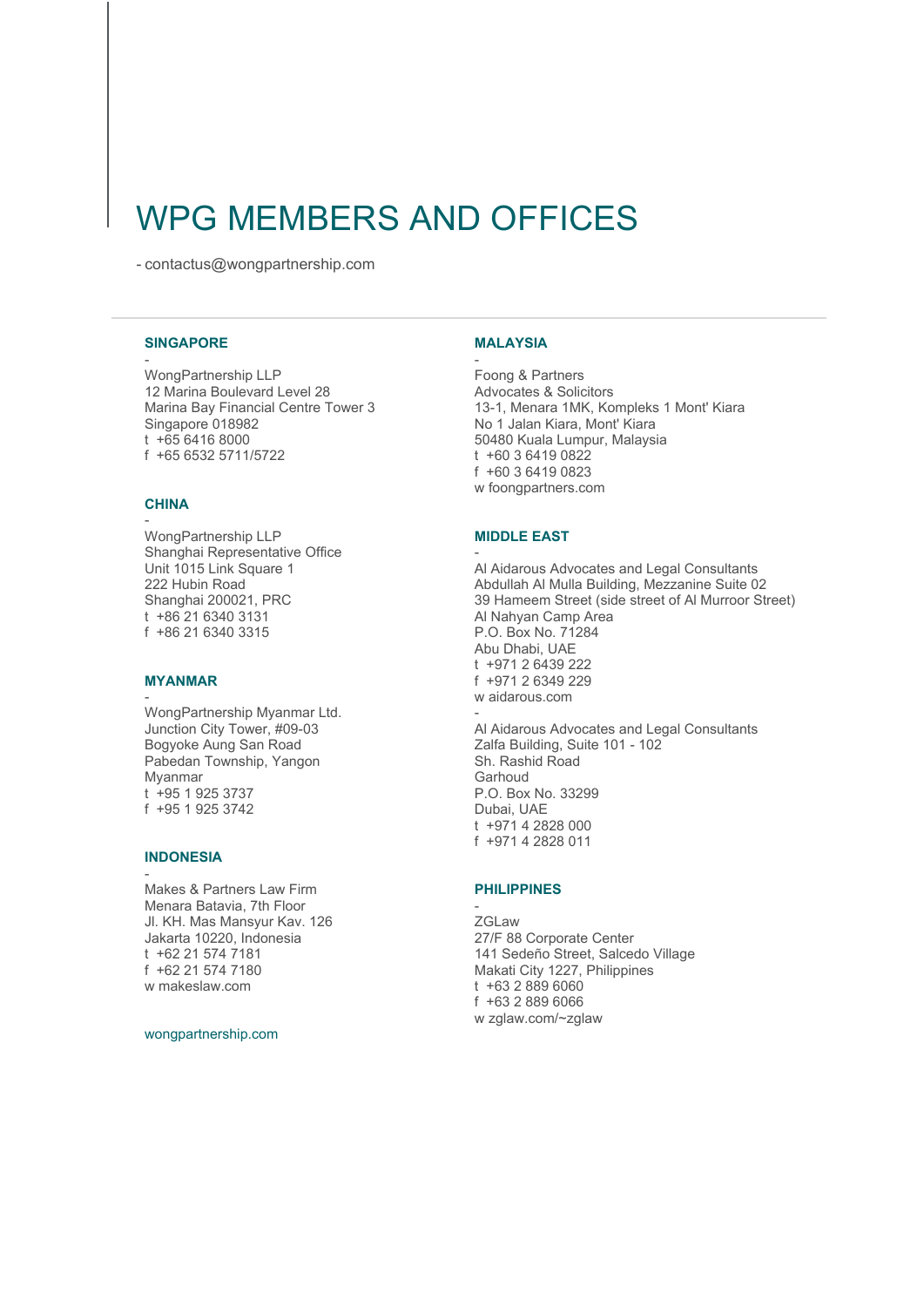# WPG MEMBERS AND OFFICES

- contactus@wongpartnership.com

### SINGAPORE

-

WongPartnership LLP
12 Marina Boulevard Level 28
Marina Bay Financial Centre Tower 3
Singapore 018982
t +65 6416 8000
f +65 6532 5711/5722

### CHINA

-

WongPartnership LLP
Shanghai Representative Office
Unit 1015 Link Square 1
222 Hubin Road
Shanghai 200021, PRC
t +86 21 6340 3131
f +86 21 6340 3315

### MYANMAR

-

WongPartnership Myanmar Ltd.
Junction City Tower, #09-03
Bogyoke Aung San Road
Pabedan Township, Yangon
Myanmar
t +95 1 925 3737
f +95 1 925 3742

### INDONESIA

-

Makes & Partners Law Firm
Menara Batavia, 7th Floor
Jl. KH. Mas Mansyur Kav. 126
Jakarta 10220, Indonesia
t +62 21 574 7181
f +62 21 574 7180
w makeslaw.com

wongpartnership.com

### MALAYSIA

-

Foong & Partners
Advocates & Solicitors
13-1, Menara 1MK, Kompleks 1 Mont' Kiara
No 1 Jalan Kiara, Mont' Kiara
50480 Kuala Lumpur, Malaysia
t +60 3 6419 0822
f +60 3 6419 0823
w foongpartners.com

### MIDDLE EAST

-

Al Aidarous Advocates and Legal Consultants
Abdullah Al Mulla Building, Mezzanine Suite 02
39 Hameem Street (side street of Al Murroor Street)
Al Nahyan Camp Area
P.O. Box No. 71284
Abu Dhabi, UAE
t +971 2 6439 222
f +971 2 6349 229
w aidarous.com

-

Al Aidarous Advocates and Legal Consultants
Zalfa Building, Suite 101 - 102
Sh. Rashid Road
Garhoud
P.O. Box No. 33299
Dubai, UAE
t +971 4 2828 000
f +971 4 2828 011

### PHILIPPINES

-

ZGLaw
27/F 88 Corporate Center
141 Sedeño Street, Salcedo Village
Makati City 1227, Philippines
t +63 2 889 6060
f +63 2 889 6066
w zglaw.com/~zglaw